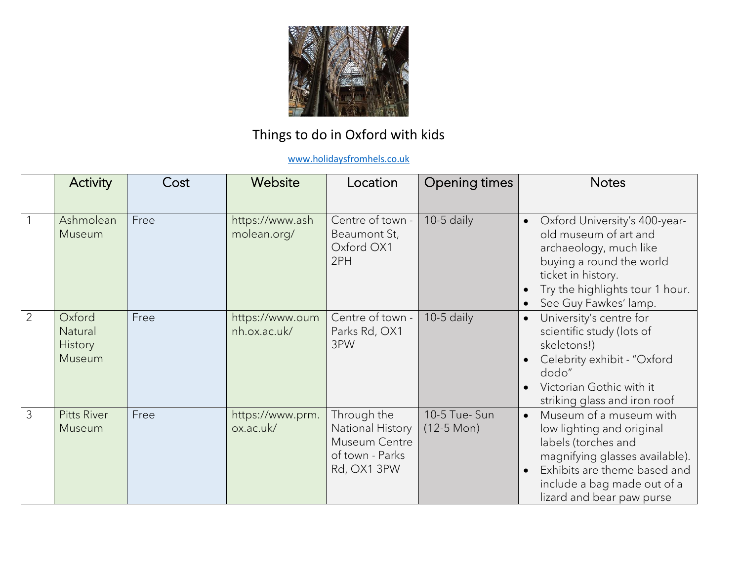# Things to do in Oxford with kids

www.holidaysfromhels.co.uk

| | Activity | Cost | Website | Location | Opening times | Notes |
|---|---|---|---|---|---|---|
| 1 | Ashmolean Museum | Free | https://www.ashmolean.org/ | Centre of town - Beaumont St, Oxford OX1 2PH | 10-5 daily | • Oxford University's 400-year-old museum of art and archaeology, much like buying a round the world ticket in history. • Try the highlights tour 1 hour. • See Guy Fawkes' lamp. |
| 2 | Oxford Natural History Museum | Free | https://www.oumnh.ox.ac.uk/ | Centre of town - Parks Rd, OX1 3PW | 10-5 daily | • University's centre for scientific study (lots of skeletons!) • Celebrity exhibit - "Oxford dodo" • Victorian Gothic with it striking glass and iron roof |
| 3 | Pitts River Museum | Free | https://www.prm.ox.ac.uk/ | Through the National History Museum Centre of town - Parks Rd, OX1 3PW | 10-5 Tue- Sun (12-5 Mon) | • Museum of a museum with low lighting and original labels (torches and magnifying glasses available). • Exhibits are theme based and include a bag made out of a lizard and bear paw purse |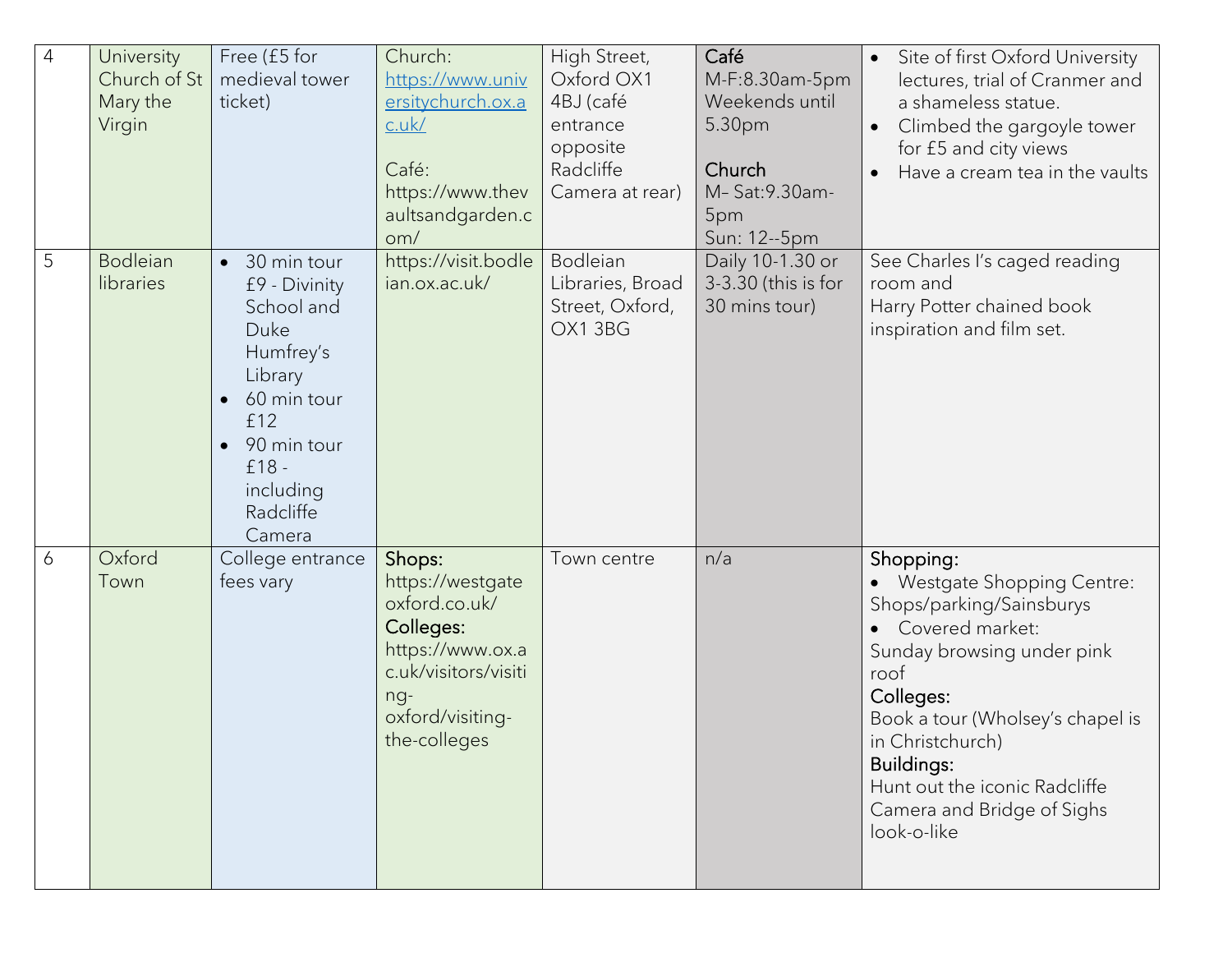| 4 | University Church of St Mary the Virgin | Free (£5 for medieval tower ticket) | Church: https://www.universitychurch.ox.ac.uk/<br><br>Café: https://www.thevaultsandgarden.com/ | High Street, Oxford OX1 4BJ (café entrance opposite Radcliffe Camera at rear) | **Café**<br>M-F:8.30am-5pm<br>Weekends until 5.30pm<br><br>**Church**<br>M– Sat:9.30am-5pm<br>Sun: 12--5pm | • Site of first Oxford University lectures, trial of Cranmer and a shameless statue.<br>• Climbed the gargoyle tower for £5 and city views<br>• Have a cream tea in the vaults |
|---|---|---|---|---|---|---|
| 5 | Bodleian libraries | • 30 min tour £9 - Divinity School and Duke Humfrey's Library<br>• 60 min tour £12<br>• 90 min tour £18 - including Radcliffe Camera | https://visit.bodleian.ox.ac.uk/ | Bodleian Libraries, Broad Street, Oxford, OX1 3BG | Daily 10-1.30 or 3-3.30 (this is for 30 mins tour) | See Charles I's caged reading room and<br>Harry Potter chained book inspiration and film set. |
| 6 | Oxford Town | College entrance fees vary | **Shops:**<br>https://westgateoxford.co.uk/<br>**Colleges:**<br>https://www.ox.ac.uk/visitors/visiting-oxford/visiting-the-colleges | Town centre | n/a | **Shopping:**<br>• Westgate Shopping Centre: Shops/parking/Sainsburys<br>• Covered market:<br>Sunday browsing under pink roof<br>**Colleges:**<br>Book a tour (Wholsey's chapel is in Christchurch)<br>**Buildings:**<br>Hunt out the iconic Radcliffe Camera and Bridge of Sighs look-o-like |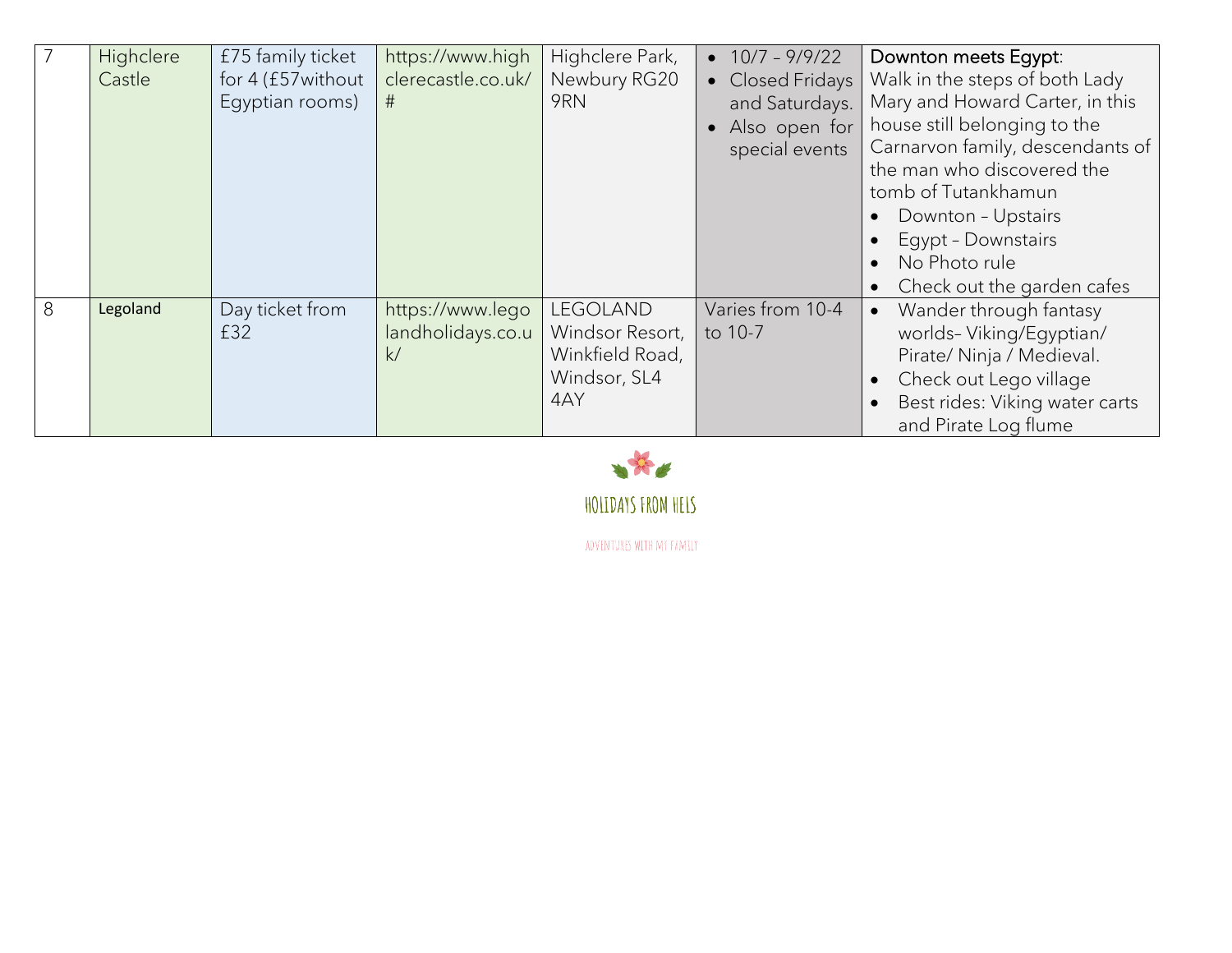| | | | | | | |
|---|---|---|---|---|---|---|
| 7 | Highclere Castle | £75 family ticket for 4 (£57without Egyptian rooms) | https://www.highclerecastle.co.uk/# | Highclere Park, Newbury RG20 9RN | • 10/7 – 9/9/22<br>• Closed Fridays and Saturdays.<br>• Also open for special events | Downton meets Egypt:<br>Walk in the steps of both Lady Mary and Howard Carter, in this house still belonging to the Carnarvon family, descendants of the man who discovered the tomb of Tutankhamun<br>• Downton – Upstairs<br>• Egypt – Downstairs<br>• No Photo rule<br>• Check out the garden cafes |
| 8 | Legoland | Day ticket from £32 | https://www.legolandholidays.co.uk/ | LEGOLAND Windsor Resort, Winkfield Road, Windsor, SL4 4AY | Varies from 10-4 to 10-7 | • Wander through fantasy worlds– Viking/Egyptian/ Pirate/ Ninja / Medieval.<br>• Check out Lego village<br>• Best rides: Viking water carts and Pirate Log flume |

HOLIDAYS FROM HELS

ADVENTURES WITH MY FAMILY